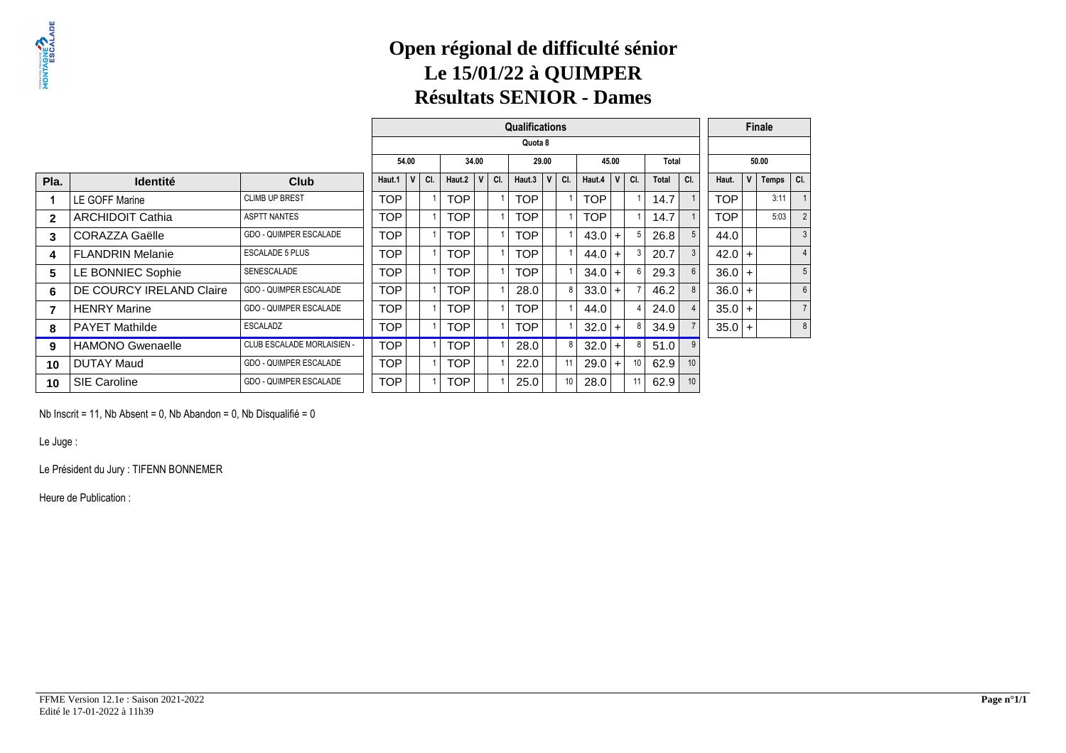# Open régional de difficulté sénior
# Le 15/01/22 à QUIMPER
# Résultats SENIOR - Dames

| | | | Qualifications | | | | | | | | | | | | | | Finale | | | |
|---|---|---|---|---|---|---|---|---|---|---|---|---|---|---|---|---|---|---|---|---|
| | | | Quota 8 | | | | | | | | | | | | | | | | | |
| | | | 54.00 | | | 34.00 | | | 29.00 | | | 45.00 | | | Total | | 50.00 | | | |
| Pla. | Identité | Club | Haut.1 | V | Cl. | Haut.2 | V | Cl. | Haut.3 | V | Cl. | Haut.4 | V | Cl. | Total | Cl. | Haut. | V | Temps | Cl. |
| 1 | LE GOFF Marine | CLIMB UP BREST | TOP | | 1 | TOP | | 1 | TOP | | 1 | TOP | | 1 | 14.7 | 1 | TOP | | 3:11 | 1 |
| 2 | ARCHIDOIT Cathia | ASPTT NANTES | TOP | | 1 | TOP | | 1 | TOP | | 1 | TOP | | 1 | 14.7 | 1 | TOP | | 5:03 | 2 |
| 3 | CORAZZA Gaëlle | GDO - QUIMPER ESCALADE | TOP | | 1 | TOP | | 1 | TOP | | 1 | 43.0 | + | 5 | 26.8 | 5 | 44.0 | | | 3 |
| 4 | FLANDRIN Melanie | ESCALADE 5 PLUS | TOP | | 1 | TOP | | 1 | TOP | | 1 | 44.0 | + | 3 | 20.7 | 3 | 42.0 | + | | 4 |
| 5 | LE BONNIEC Sophie | SENESCALADE | TOP | | 1 | TOP | | 1 | TOP | | 1 | 34.0 | + | 6 | 29.3 | 6 | 36.0 | + | | 5 |
| 6 | DE COURCY IRELAND Claire | GDO - QUIMPER ESCALADE | TOP | | 1 | TOP | | 1 | 28.0 | | 8 | 33.0 | + | 7 | 46.2 | 8 | 36.0 | + | | 6 |
| 7 | HENRY Marine | GDO - QUIMPER ESCALADE | TOP | | 1 | TOP | | 1 | TOP | | 1 | 44.0 | | 4 | 24.0 | 4 | 35.0 | + | | 7 |
| 8 | PAYET Mathilde | ESCALADZ | TOP | | 1 | TOP | | 1 | TOP | | 1 | 32.0 | + | 8 | 34.9 | 7 | 35.0 | + | | 8 |
| 9 | HAMONO Gwenaelle | CLUB ESCALADE MORLAISIEN - | TOP | | 1 | TOP | | 1 | 28.0 | | 8 | 32.0 | + | 8 | 51.0 | 9 | | | | |
| 10 | DUTAY Maud | GDO - QUIMPER ESCALADE | TOP | | 1 | TOP | | 1 | 22.0 | | 11 | 29.0 | + | 10 | 62.9 | 10 | | | | |
| 10 | SIE Caroline | GDO - QUIMPER ESCALADE | TOP | | 1 | TOP | | 1 | 25.0 | | 10 | 28.0 | | 11 | 62.9 | 10 | | | | |

Nb Inscrit = 11, Nb Absent = 0, Nb Abandon = 0, Nb Disqualifié = 0

Le Juge :

Le Président du Jury : TIFENN BONNEMER

Heure de Publication :

FFME Version 12.1e : Saison 2021-2022
Edité le 17-01-2022 à 11h39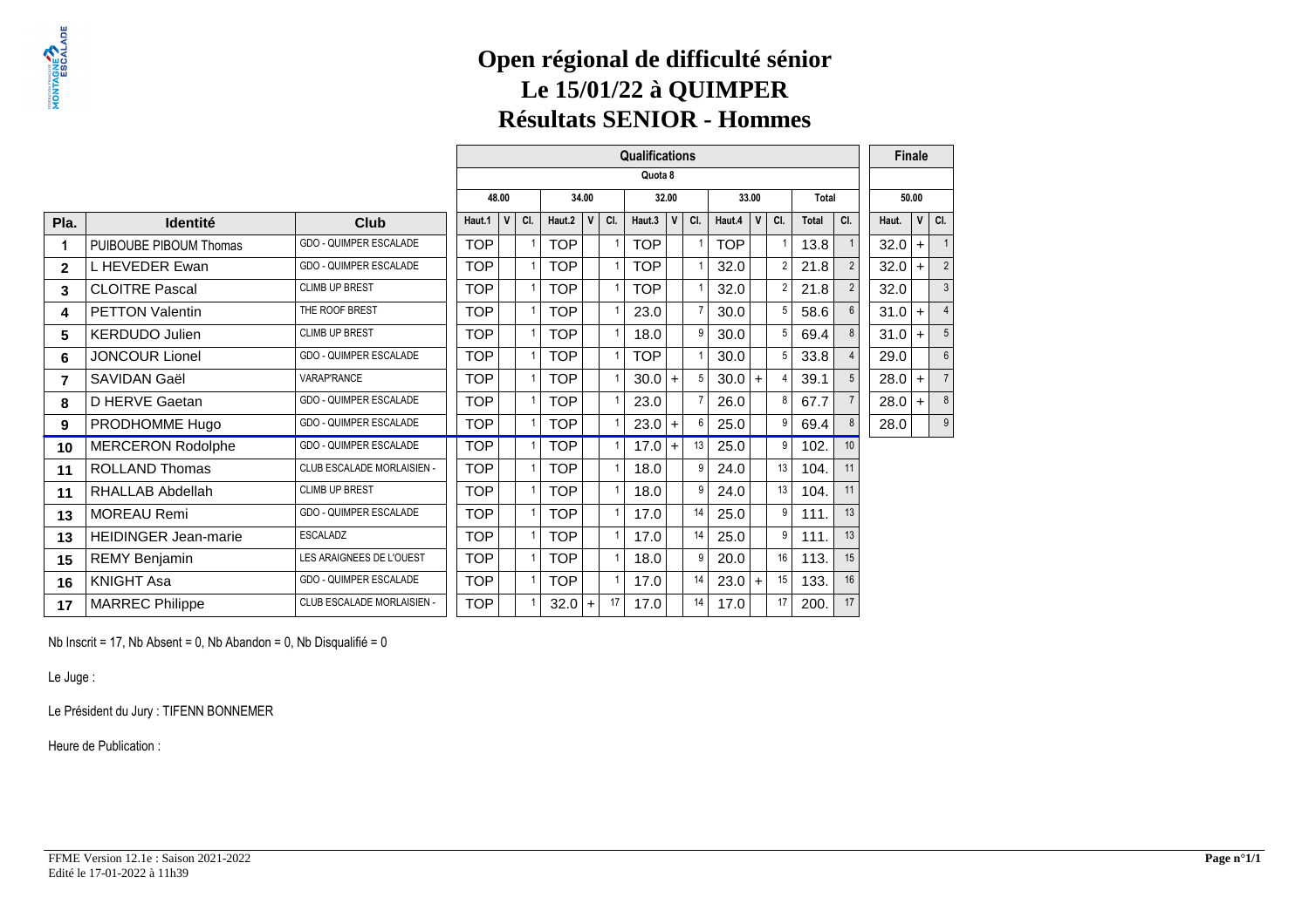# Open régional de difficulté sénior
# Le 15/01/22 à QUIMPER
# Résultats SENIOR - Hommes

| | | | Qualifications | | | | | | | | | | | | | | Finale | | |
|---|---|---|---|---|---|---|---|---|---|---|---|---|---|---|---|---|---|---|---|
| | | | Quota 8 | | | | | | | | | | | | | | | | |
| | | | 48.00 | | | 34.00 | | | 32.00 | | | 33.00 | | | Total | | 50.00 | | |
| Pla. | Identité | Club | Haut.1 | V | Cl. | Haut.2 | V | Cl. | Haut.3 | V | Cl. | Haut.4 | V | Cl. | Total | Cl. | Haut. | V | Cl. |
| 1 | PUIBOUBE PIBOUM Thomas | GDO - QUIMPER ESCALADE | TOP | | 1 | TOP | | 1 | TOP | | 1 | TOP | | 1 | 13.8 | 1 | 32.0 | + | 1 |
| 2 | L HEVEDER Ewan | GDO - QUIMPER ESCALADE | TOP | | 1 | TOP | | 1 | TOP | | 1 | 32.0 | | 2 | 21.8 | 2 | 32.0 | + | 2 |
| 3 | CLOITRE Pascal | CLIMB UP BREST | TOP | | 1 | TOP | | 1 | TOP | | 1 | 32.0 | | 2 | 21.8 | 2 | 32.0 | | 3 |
| 4 | PETTON Valentin | THE ROOF BREST | TOP | | 1 | TOP | | 1 | 23.0 | | 7 | 30.0 | | 5 | 58.6 | 6 | 31.0 | + | 4 |
| 5 | KERDUDO Julien | CLIMB UP BREST | TOP | | 1 | TOP | | 1 | 18.0 | | 9 | 30.0 | | 5 | 69.4 | 8 | 31.0 | + | 5 |
| 6 | JONCOUR Lionel | GDO - QUIMPER ESCALADE | TOP | | 1 | TOP | | 1 | TOP | | 1 | 30.0 | | 5 | 33.8 | 4 | 29.0 | | 6 |
| 7 | SAVIDAN Gaël | VARAP'RANCE | TOP | | 1 | TOP | | 1 | 30.0 | + | 5 | 30.0 | + | 4 | 39.1 | 5 | 28.0 | + | 7 |
| 8 | D HERVE Gaetan | GDO - QUIMPER ESCALADE | TOP | | 1 | TOP | | 1 | 23.0 | | 7 | 26.0 | | 8 | 67.7 | 7 | 28.0 | + | 8 |
| 9 | PRODHOMME Hugo | GDO - QUIMPER ESCALADE | TOP | | 1 | TOP | | 1 | 23.0 | + | 6 | 25.0 | | 9 | 69.4 | 8 | 28.0 | | 9 |
| 10 | MERCERON Rodolphe | GDO - QUIMPER ESCALADE | TOP | | 1 | TOP | | 1 | 17.0 | + | 13 | 25.0 | | 9 | 102. | 10 | | | |
| 11 | ROLLAND Thomas | CLUB ESCALADE MORLAISIEN - | TOP | | 1 | TOP | | 1 | 18.0 | | 9 | 24.0 | | 13 | 104. | 11 | | | |
| 11 | RHALLAB Abdellah | CLIMB UP BREST | TOP | | 1 | TOP | | 1 | 18.0 | | 9 | 24.0 | | 13 | 104. | 11 | | | |
| 13 | MOREAU Remi | GDO - QUIMPER ESCALADE | TOP | | 1 | TOP | | 1 | 17.0 | | 14 | 25.0 | | 9 | 111. | 13 | | | |
| 13 | HEIDINGER Jean-marie | ESCALADZ | TOP | | 1 | TOP | | 1 | 17.0 | | 14 | 25.0 | | 9 | 111. | 13 | | | |
| 15 | REMY Benjamin | LES ARAIGNEES DE L'OUEST | TOP | | 1 | TOP | | 1 | 18.0 | | 9 | 20.0 | | 16 | 113. | 15 | | | |
| 16 | KNIGHT Asa | GDO - QUIMPER ESCALADE | TOP | | 1 | TOP | | 1 | 17.0 | | 14 | 23.0 | + | 15 | 133. | 16 | | | |
| 17 | MARREC Philippe | CLUB ESCALADE MORLAISIEN - | TOP | | 1 | 32.0 | + | 17 | 17.0 | | 14 | 17.0 | | 17 | 200. | 17 | | | |

Nb Inscrit = 17, Nb Absent = 0, Nb Abandon = 0, Nb Disqualifié = 0

Le Juge :

Le Président du Jury : TIFENN BONNEMER

Heure de Publication :

FFME Version 12.1e : Saison 2021-2022
Edité le 17-01-2022 à 11h39